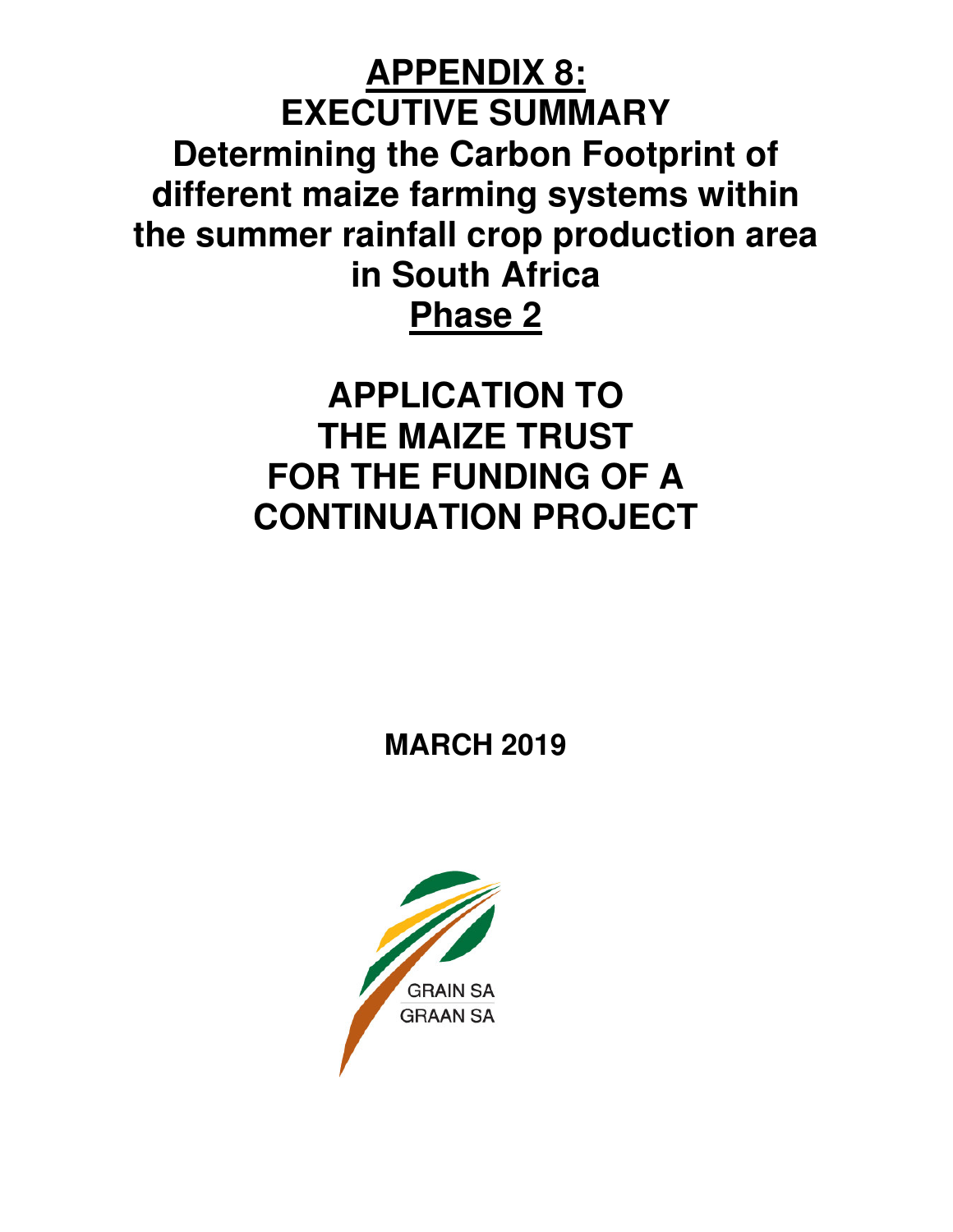# APPENDIX 8:

# EXECUTIVE SUMMARY

# Determining the Carbon Footprint of different maize farming systems within the summer rainfall crop production area in South Africa

# Phase 2

# APPLICATION TO THE MAIZE TRUST FOR THE FUNDING OF A CONTINUATION PROJECT

**MARCH 2019**

GRAIN SA
GRAAN SA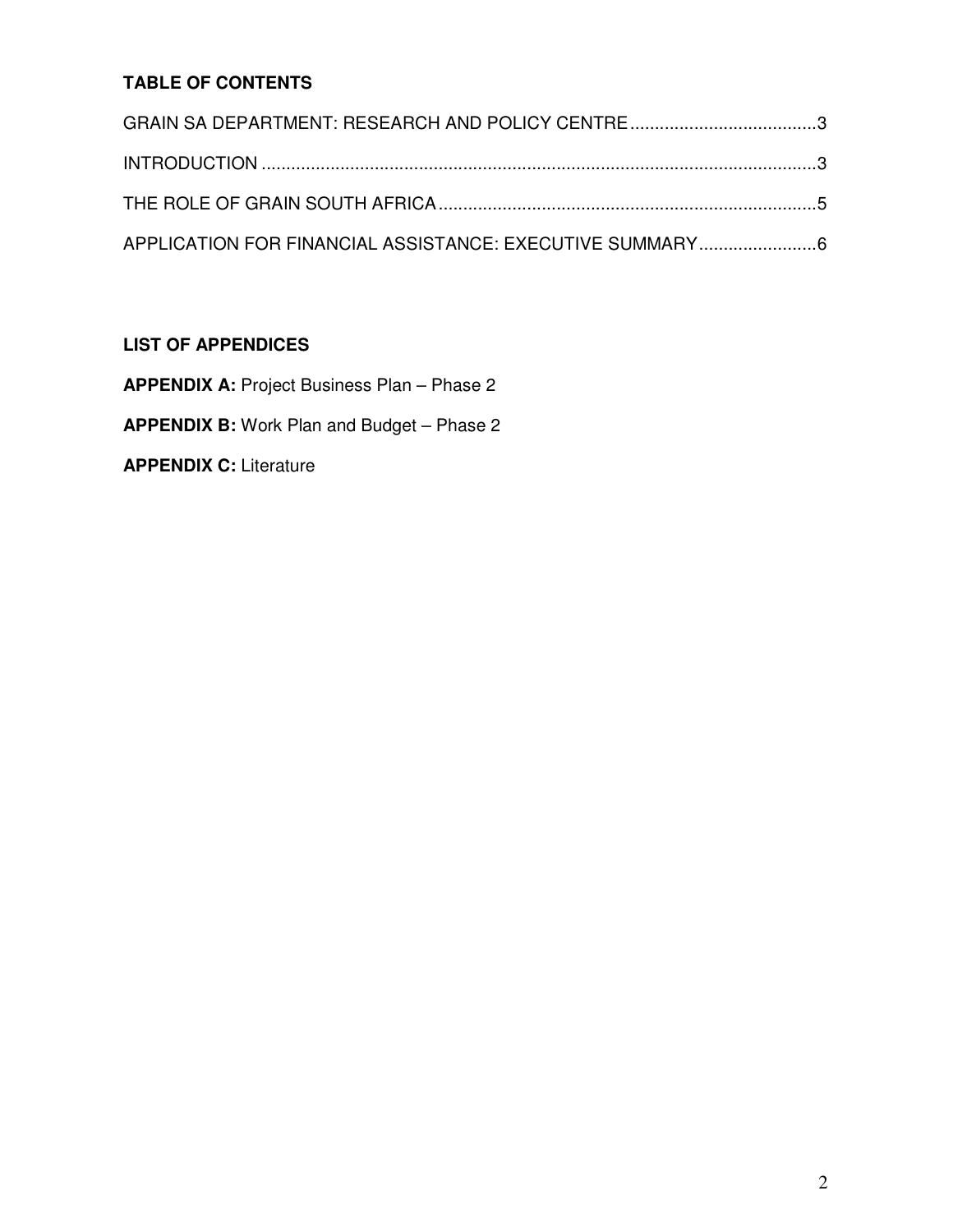**TABLE OF CONTENTS**

GRAIN SA DEPARTMENT: RESEARCH AND POLICY CENTRE......................................3

INTRODUCTION ..................................................................................................................3

THE ROLE OF GRAIN SOUTH AFRICA.............................................................................5

APPLICATION FOR FINANCIAL ASSISTANCE: EXECUTIVE SUMMARY........................6

**LIST OF APPENDICES**

**APPENDIX A:** Project Business Plan – Phase 2

**APPENDIX B:** Work Plan and Budget – Phase 2

**APPENDIX C:** Literature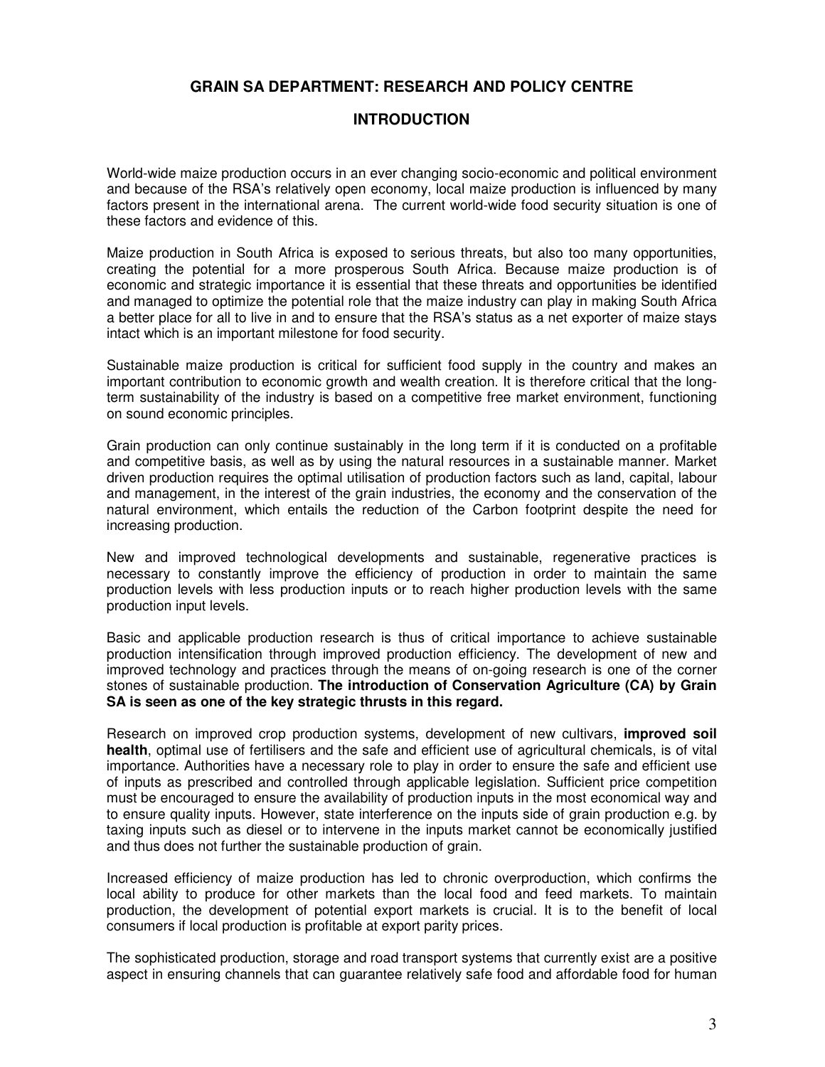## GRAIN SA DEPARTMENT: RESEARCH AND POLICY CENTRE

## INTRODUCTION

World-wide maize production occurs in an ever changing socio-economic and political environment and because of the RSA's relatively open economy, local maize production is influenced by many factors present in the international arena. The current world-wide food security situation is one of these factors and evidence of this.

Maize production in South Africa is exposed to serious threats, but also too many opportunities, creating the potential for a more prosperous South Africa. Because maize production is of economic and strategic importance it is essential that these threats and opportunities be identified and managed to optimize the potential role that the maize industry can play in making South Africa a better place for all to live in and to ensure that the RSA's status as a net exporter of maize stays intact which is an important milestone for food security.

Sustainable maize production is critical for sufficient food supply in the country and makes an important contribution to economic growth and wealth creation. It is therefore critical that the long-term sustainability of the industry is based on a competitive free market environment, functioning on sound economic principles.

Grain production can only continue sustainably in the long term if it is conducted on a profitable and competitive basis, as well as by using the natural resources in a sustainable manner. Market driven production requires the optimal utilisation of production factors such as land, capital, labour and management, in the interest of the grain industries, the economy and the conservation of the natural environment, which entails the reduction of the Carbon footprint despite the need for increasing production.

New and improved technological developments and sustainable, regenerative practices is necessary to constantly improve the efficiency of production in order to maintain the same production levels with less production inputs or to reach higher production levels with the same production input levels.

Basic and applicable production research is thus of critical importance to achieve sustainable production intensification through improved production efficiency. The development of new and improved technology and practices through the means of on-going research is one of the corner stones of sustainable production. **The introduction of Conservation Agriculture (CA) by Grain SA is seen as one of the key strategic thrusts in this regard.**

Research on improved crop production systems, development of new cultivars, **improved soil health**, optimal use of fertilisers and the safe and efficient use of agricultural chemicals, is of vital importance. Authorities have a necessary role to play in order to ensure the safe and efficient use of inputs as prescribed and controlled through applicable legislation. Sufficient price competition must be encouraged to ensure the availability of production inputs in the most economical way and to ensure quality inputs. However, state interference on the inputs side of grain production e.g. by taxing inputs such as diesel or to intervene in the inputs market cannot be economically justified and thus does not further the sustainable production of grain.

Increased efficiency of maize production has led to chronic overproduction, which confirms the local ability to produce for other markets than the local food and feed markets. To maintain production, the development of potential export markets is crucial. It is to the benefit of local consumers if local production is profitable at export parity prices.

The sophisticated production, storage and road transport systems that currently exist are a positive aspect in ensuring channels that can guarantee relatively safe food and affordable food for human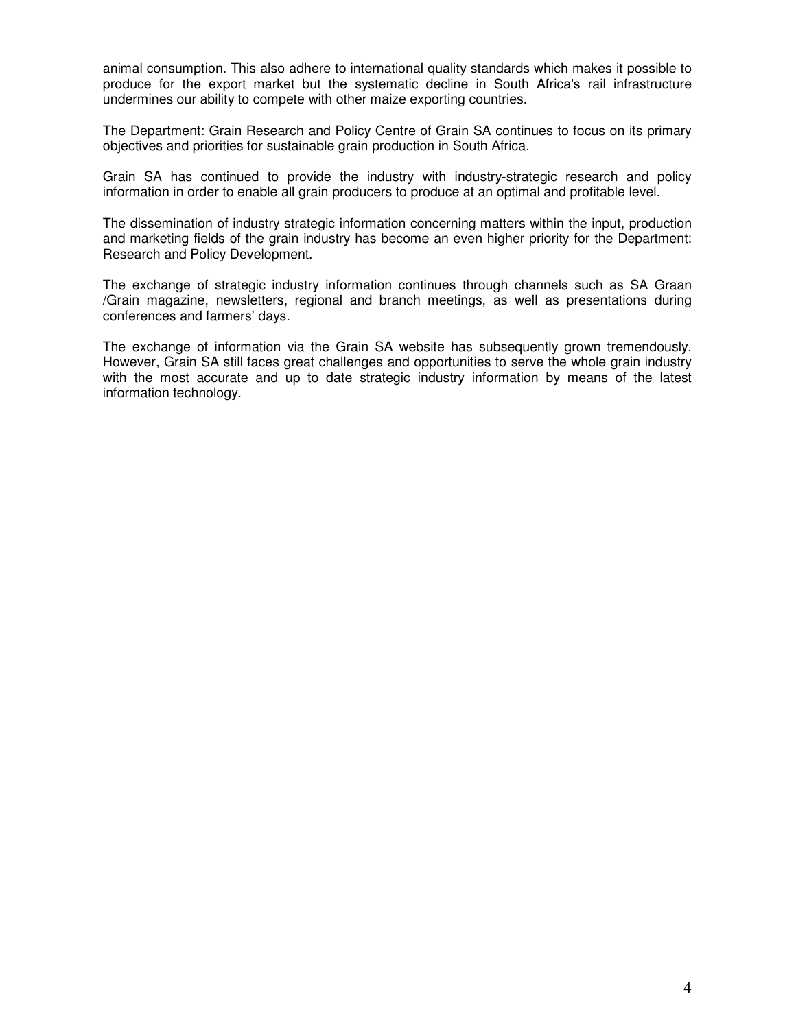animal consumption. This also adhere to international quality standards which makes it possible to produce for the export market but the systematic decline in South Africa's rail infrastructure undermines our ability to compete with other maize exporting countries.

The Department: Grain Research and Policy Centre of Grain SA continues to focus on its primary objectives and priorities for sustainable grain production in South Africa.

Grain SA has continued to provide the industry with industry-strategic research and policy information in order to enable all grain producers to produce at an optimal and profitable level.

The dissemination of industry strategic information concerning matters within the input, production and marketing fields of the grain industry has become an even higher priority for the Department: Research and Policy Development.

The exchange of strategic industry information continues through channels such as SA Graan /Grain magazine, newsletters, regional and branch meetings, as well as presentations during conferences and farmers' days.

The exchange of information via the Grain SA website has subsequently grown tremendously. However, Grain SA still faces great challenges and opportunities to serve the whole grain industry with the most accurate and up to date strategic industry information by means of the latest information technology.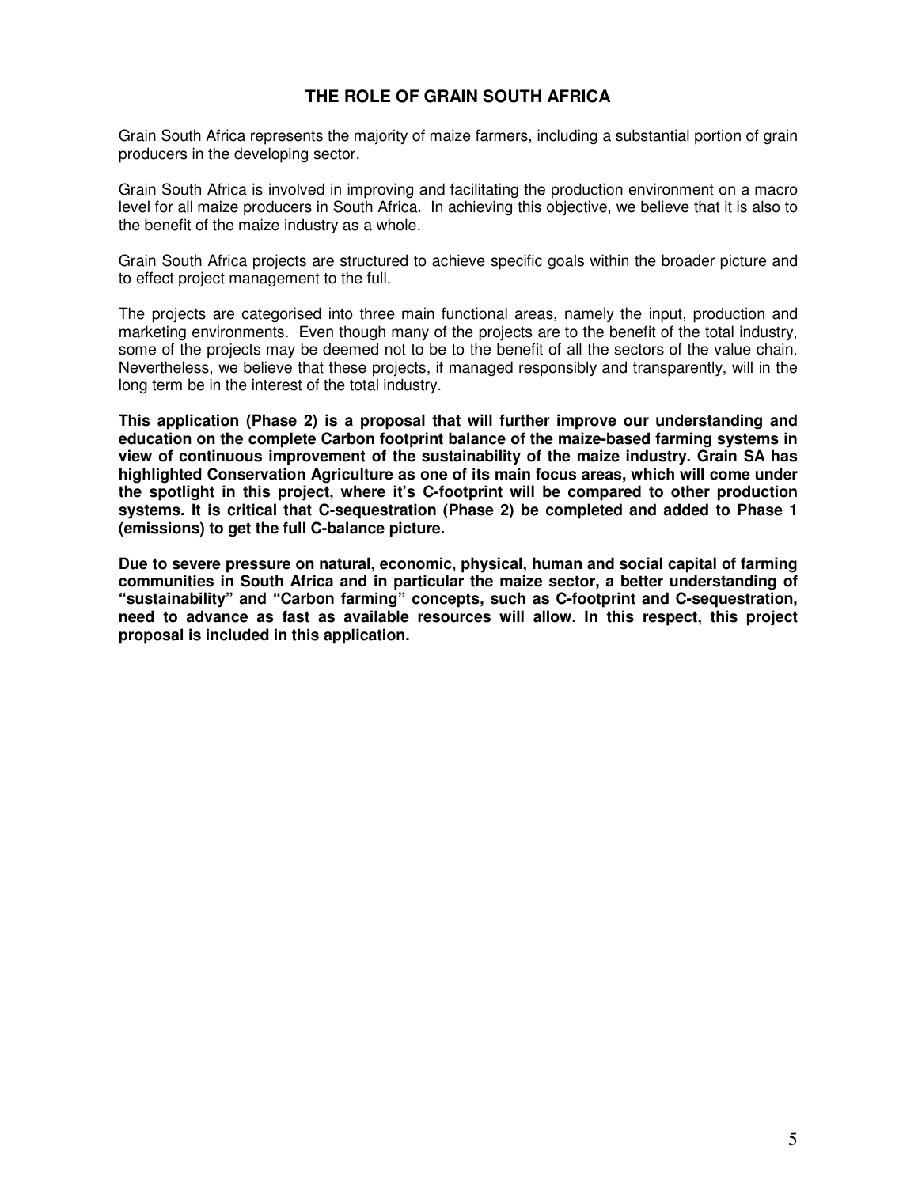## THE ROLE OF GRAIN SOUTH AFRICA

Grain South Africa represents the majority of maize farmers, including a substantial portion of grain producers in the developing sector.

Grain South Africa is involved in improving and facilitating the production environment on a macro level for all maize producers in South Africa. In achieving this objective, we believe that it is also to the benefit of the maize industry as a whole.

Grain South Africa projects are structured to achieve specific goals within the broader picture and to effect project management to the full.

The projects are categorised into three main functional areas, namely the input, production and marketing environments. Even though many of the projects are to the benefit of the total industry, some of the projects may be deemed not to be to the benefit of all the sectors of the value chain. Nevertheless, we believe that these projects, if managed responsibly and transparently, will in the long term be in the interest of the total industry.

**This application (Phase 2) is a proposal that will further improve our understanding and education on the complete Carbon footprint balance of the maize-based farming systems in view of continuous improvement of the sustainability of the maize industry. Grain SA has highlighted Conservation Agriculture as one of its main focus areas, which will come under the spotlight in this project, where it's C-footprint will be compared to other production systems. It is critical that C-sequestration (Phase 2) be completed and added to Phase 1 (emissions) to get the full C-balance picture.**

**Due to severe pressure on natural, economic, physical, human and social capital of farming communities in South Africa and in particular the maize sector, a better understanding of "sustainability" and "Carbon farming" concepts, such as C-footprint and C-sequestration, need to advance as fast as available resources will allow. In this respect, this project proposal is included in this application.**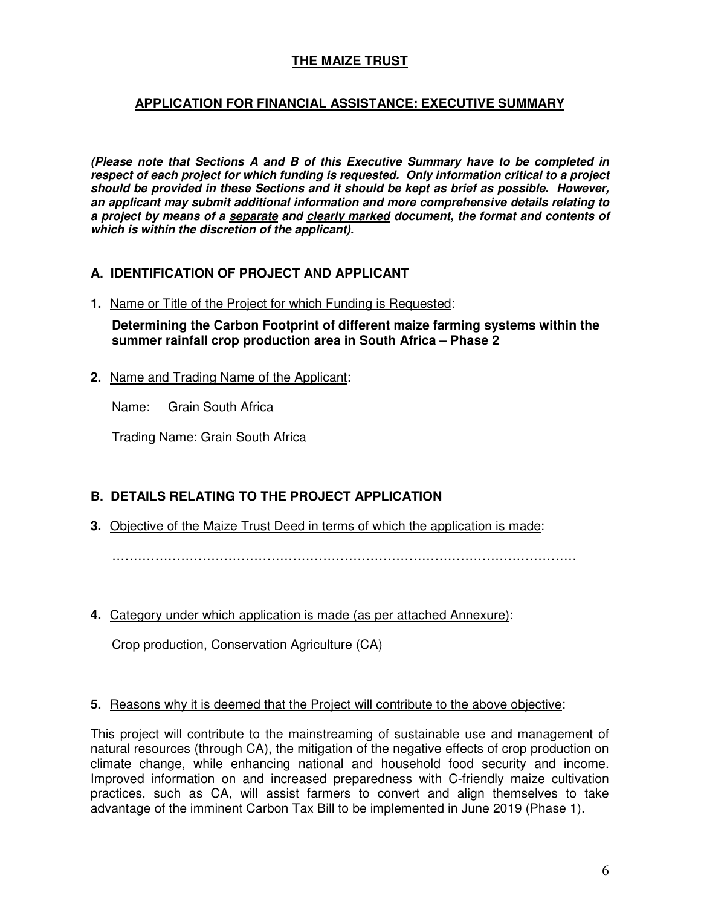**THE MAIZE TRUST**

**APPLICATION FOR FINANCIAL ASSISTANCE: EXECUTIVE SUMMARY**

***(Please note that Sections A and B of this Executive Summary have to be completed in respect of each project for which funding is requested. Only information critical to a project should be provided in these Sections and it should be kept as brief as possible. However, an applicant may submit additional information and more comprehensive details relating to a project by means of a separate and clearly marked document, the format and contents of which is within the discretion of the applicant).***

## A. IDENTIFICATION OF PROJECT AND APPLICANT

**1.** Name or Title of the Project for which Funding is Requested:

**Determining the Carbon Footprint of different maize farming systems within the summer rainfall crop production area in South Africa – Phase 2**

**2.** Name and Trading Name of the Applicant:

Name: Grain South Africa

Trading Name: Grain South Africa

## B. DETAILS RELATING TO THE PROJECT APPLICATION

**3.** Objective of the Maize Trust Deed in terms of which the application is made:

……………………………………………………………………………………………

**4.** Category under which application is made (as per attached Annexure):

Crop production, Conservation Agriculture (CA)

**5.** Reasons why it is deemed that the Project will contribute to the above objective:

This project will contribute to the mainstreaming of sustainable use and management of natural resources (through CA), the mitigation of the negative effects of crop production on climate change, while enhancing national and household food security and income. Improved information on and increased preparedness with C-friendly maize cultivation practices, such as CA, will assist farmers to convert and align themselves to take advantage of the imminent Carbon Tax Bill to be implemented in June 2019 (Phase 1).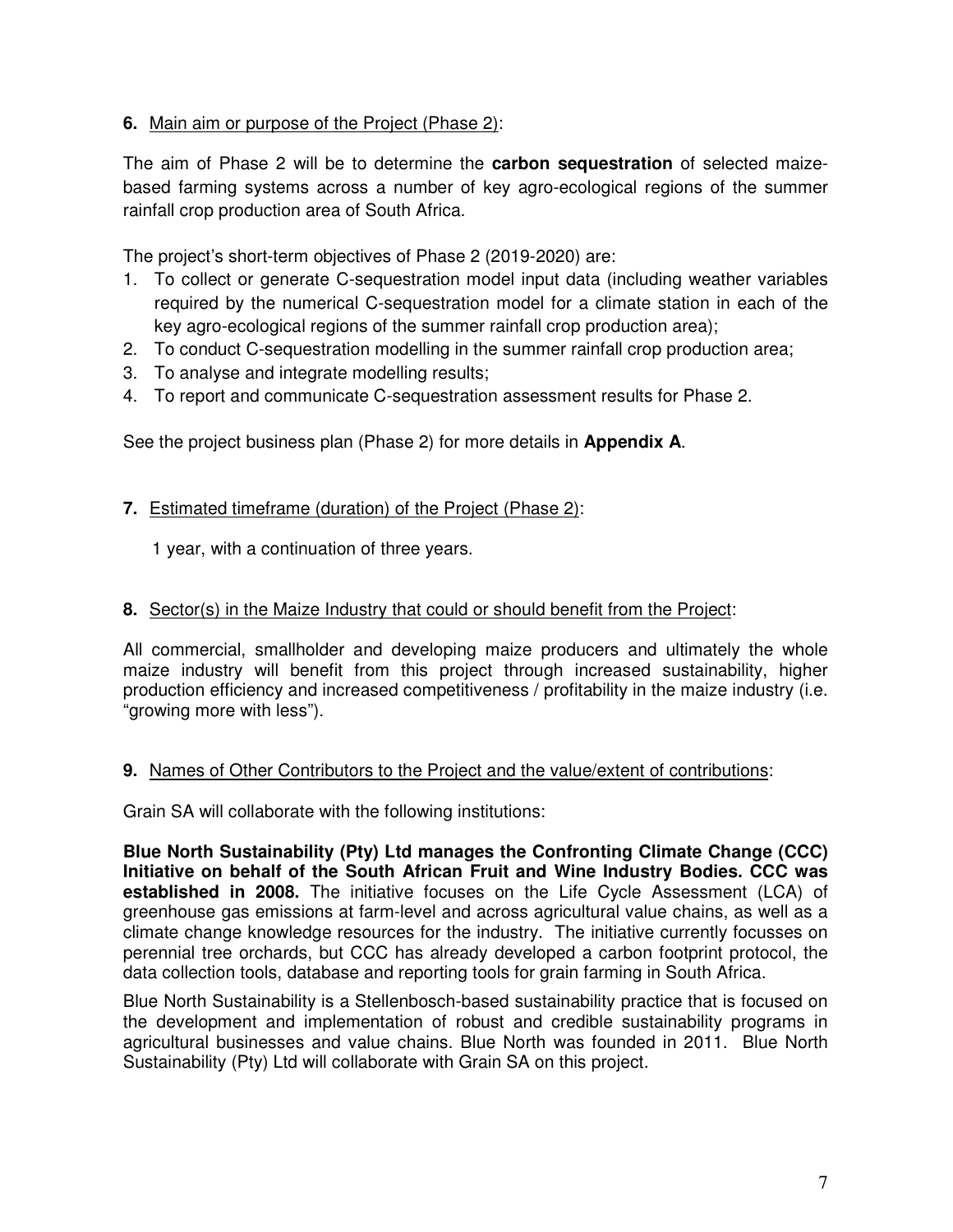**6.** Main aim or purpose of the Project (Phase 2):

The aim of Phase 2 will be to determine the **carbon sequestration** of selected maize-based farming systems across a number of key agro-ecological regions of the summer rainfall crop production area of South Africa.

The project's short-term objectives of Phase 2 (2019-2020) are:

1. To collect or generate C-sequestration model input data (including weather variables required by the numerical C-sequestration model for a climate station in each of the key agro-ecological regions of the summer rainfall crop production area);
2. To conduct C-sequestration modelling in the summer rainfall crop production area;
3. To analyse and integrate modelling results;
4. To report and communicate C-sequestration assessment results for Phase 2.

See the project business plan (Phase 2) for more details in **Appendix A**.

**7.** Estimated timeframe (duration) of the Project (Phase 2):

1 year, with a continuation of three years.

**8.** Sector(s) in the Maize Industry that could or should benefit from the Project:

All commercial, smallholder and developing maize producers and ultimately the whole maize industry will benefit from this project through increased sustainability, higher production efficiency and increased competitiveness / profitability in the maize industry (i.e. "growing more with less").

**9.** Names of Other Contributors to the Project and the value/extent of contributions:

Grain SA will collaborate with the following institutions:

**Blue North Sustainability (Pty) Ltd manages the Confronting Climate Change (CCC) Initiative on behalf of the South African Fruit and Wine Industry Bodies. CCC was established in 2008.** The initiative focuses on the Life Cycle Assessment (LCA) of greenhouse gas emissions at farm-level and across agricultural value chains, as well as a climate change knowledge resources for the industry. The initiative currently focusses on perennial tree orchards, but CCC has already developed a carbon footprint protocol, the data collection tools, database and reporting tools for grain farming in South Africa.

Blue North Sustainability is a Stellenbosch-based sustainability practice that is focused on the development and implementation of robust and credible sustainability programs in agricultural businesses and value chains. Blue North was founded in 2011. Blue North Sustainability (Pty) Ltd will collaborate with Grain SA on this project.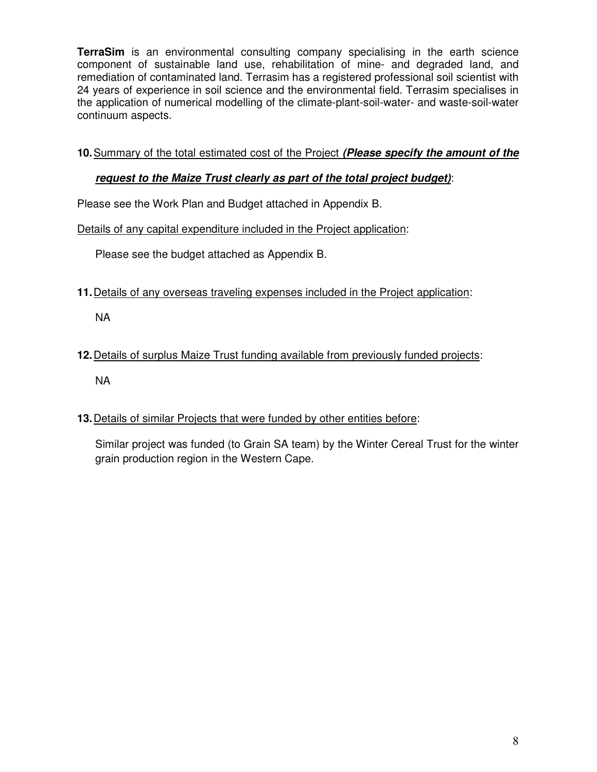**TerraSim** is an environmental consulting company specialising in the earth science component of sustainable land use, rehabilitation of mine- and degraded land, and remediation of contaminated land. Terrasim has a registered professional soil scientist with 24 years of experience in soil science and the environmental field. Terrasim specialises in the application of numerical modelling of the climate-plant-soil-water- and waste-soil-water continuum aspects.

**10.** Summary of the total estimated cost of the Project ***(Please specify the amount of the request to the Maize Trust clearly as part of the total project budget)***:

Please see the Work Plan and Budget attached in Appendix B.

Details of any capital expenditure included in the Project application:

Please see the budget attached as Appendix B.

**11.** Details of any overseas traveling expenses included in the Project application:

NA

**12.** Details of surplus Maize Trust funding available from previously funded projects:

NA

**13.** Details of similar Projects that were funded by other entities before:

Similar project was funded (to Grain SA team) by the Winter Cereal Trust for the winter grain production region in the Western Cape.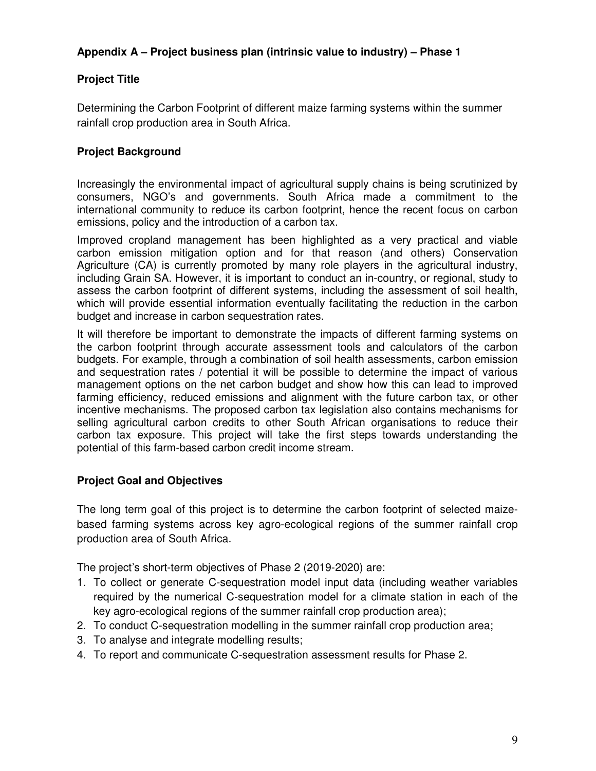## Appendix A – Project business plan (intrinsic value to industry) – Phase 1

### Project Title

Determining the Carbon Footprint of different maize farming systems within the summer rainfall crop production area in South Africa.

### Project Background

Increasingly the environmental impact of agricultural supply chains is being scrutinized by consumers, NGO's and governments. South Africa made a commitment to the international community to reduce its carbon footprint, hence the recent focus on carbon emissions, policy and the introduction of a carbon tax.

Improved cropland management has been highlighted as a very practical and viable carbon emission mitigation option and for that reason (and others) Conservation Agriculture (CA) is currently promoted by many role players in the agricultural industry, including Grain SA. However, it is important to conduct an in-country, or regional, study to assess the carbon footprint of different systems, including the assessment of soil health, which will provide essential information eventually facilitating the reduction in the carbon budget and increase in carbon sequestration rates.

It will therefore be important to demonstrate the impacts of different farming systems on the carbon footprint through accurate assessment tools and calculators of the carbon budgets. For example, through a combination of soil health assessments, carbon emission and sequestration rates / potential it will be possible to determine the impact of various management options on the net carbon budget and show how this can lead to improved farming efficiency, reduced emissions and alignment with the future carbon tax, or other incentive mechanisms. The proposed carbon tax legislation also contains mechanisms for selling agricultural carbon credits to other South African organisations to reduce their carbon tax exposure. This project will take the first steps towards understanding the potential of this farm-based carbon credit income stream.

### Project Goal and Objectives

The long term goal of this project is to determine the carbon footprint of selected maize-based farming systems across key agro-ecological regions of the summer rainfall crop production area of South Africa.

The project's short-term objectives of Phase 2 (2019-2020) are:

1. To collect or generate C-sequestration model input data (including weather variables required by the numerical C-sequestration model for a climate station in each of the key agro-ecological regions of the summer rainfall crop production area);
2. To conduct C-sequestration modelling in the summer rainfall crop production area;
3. To analyse and integrate modelling results;
4. To report and communicate C-sequestration assessment results for Phase 2.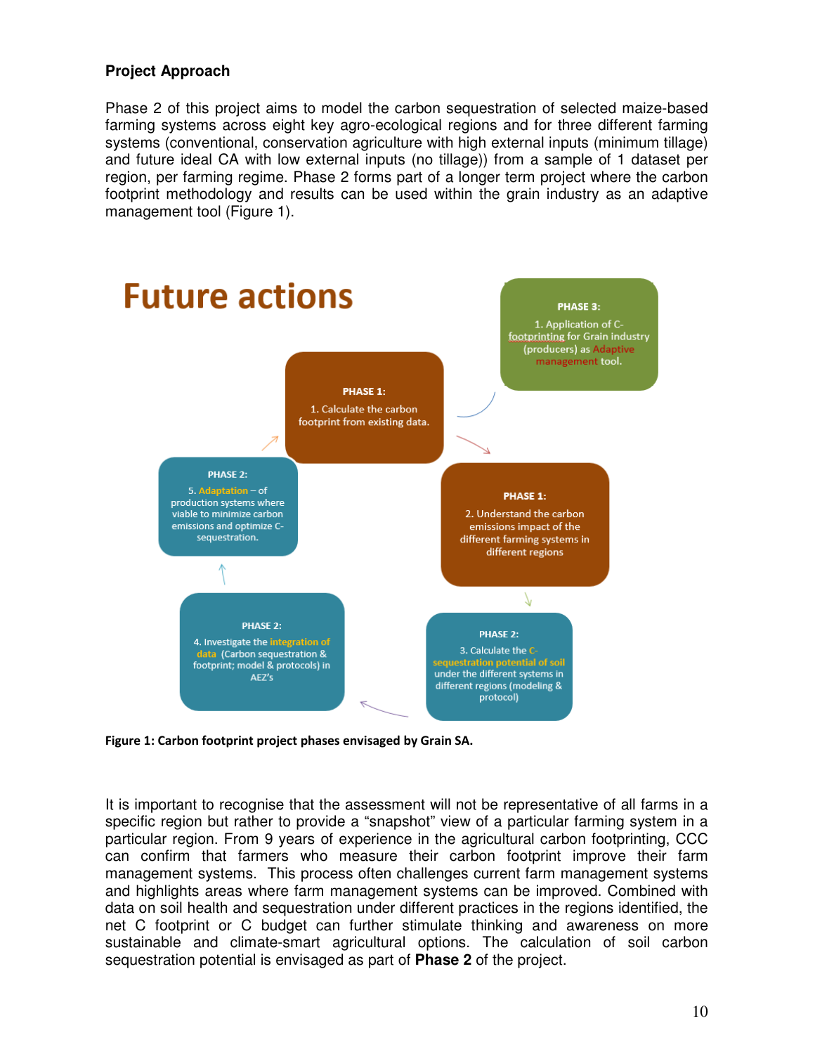**Project Approach**

Phase 2 of this project aims to model the carbon sequestration of selected maize-based farming systems across eight key agro-ecological regions and for three different farming systems (conventional, conservation agriculture with high external inputs (minimum tillage) and future ideal CA with low external inputs (no tillage)) from a sample of 1 dataset per region, per farming regime. Phase 2 forms part of a longer term project where the carbon footprint methodology and results can be used within the grain industry as an adaptive management tool (Figure 1).

**Future actions**

**PHASE 1:**
1. Calculate the carbon footprint from existing data.

**PHASE 1:**
2. Understand the carbon emissions impact of the different farming systems in different regions

**PHASE 2:**
3. Calculate the C-sequestration potential of soil under the different systems in different regions (modeling & protocol)

**PHASE 2:**
4. Investigate the integration of data (Carbon sequestration & footprint; model & protocols) in AEZ's

**PHASE 2:**
5. Adaptation – of production systems where viable to minimize carbon emissions and optimize C-sequestration.

**PHASE 3:**
1. Application of C-footprinting for Grain industry (producers) as Adaptive management tool.

**Figure 1: Carbon footprint project phases envisaged by Grain SA.**

It is important to recognise that the assessment will not be representative of all farms in a specific region but rather to provide a "snapshot" view of a particular farming system in a particular region. From 9 years of experience in the agricultural carbon footprinting, CCC can confirm that farmers who measure their carbon footprint improve their farm management systems. This process often challenges current farm management systems and highlights areas where farm management systems can be improved. Combined with data on soil health and sequestration under different practices in the regions identified, the net C footprint or C budget can further stimulate thinking and awareness on more sustainable and climate-smart agricultural options. The calculation of soil carbon sequestration potential is envisaged as part of **Phase 2** of the project.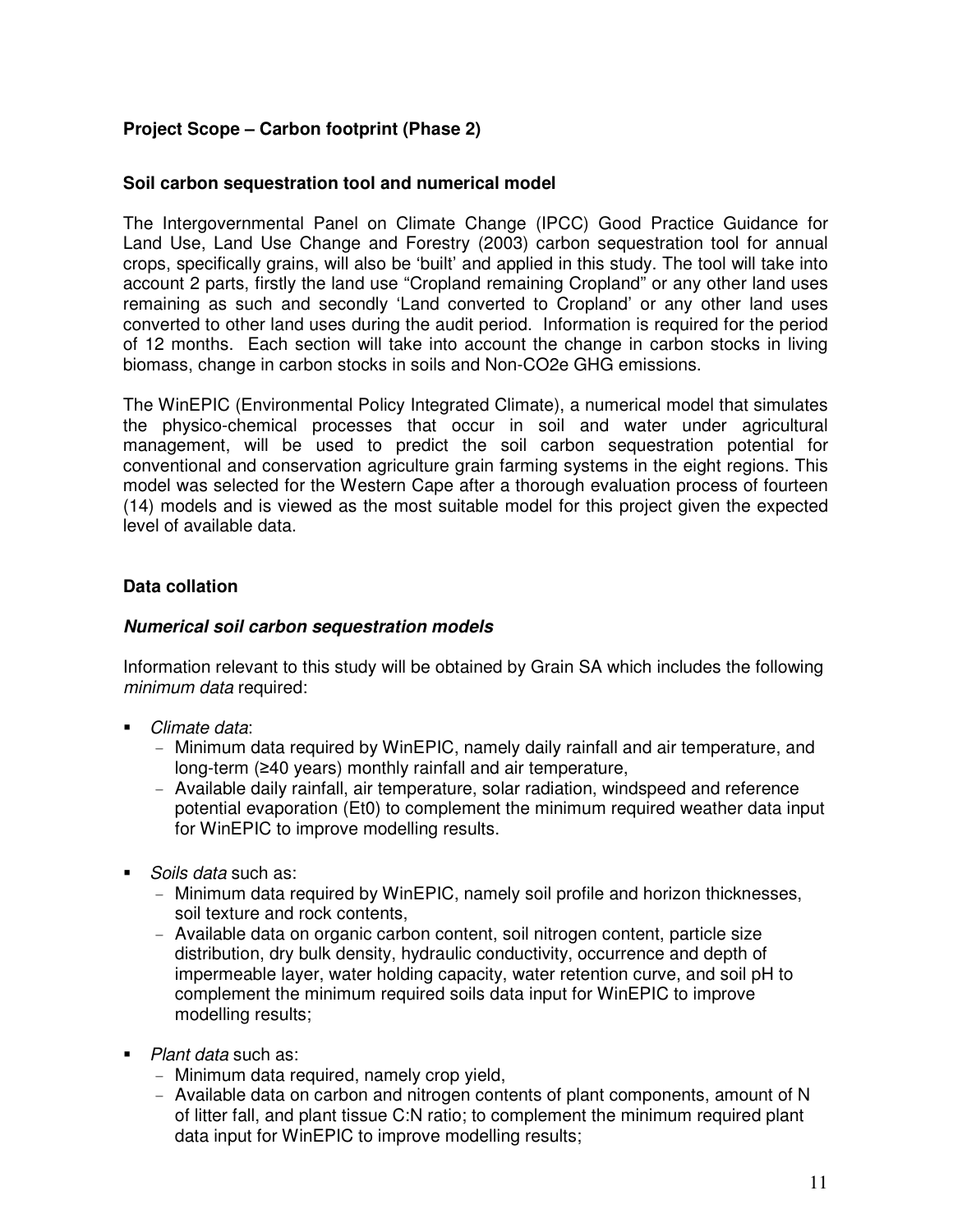**Project Scope – Carbon footprint (Phase 2)**

**Soil carbon sequestration tool and numerical model**

The Intergovernmental Panel on Climate Change (IPCC) Good Practice Guidance for Land Use, Land Use Change and Forestry (2003) carbon sequestration tool for annual crops, specifically grains, will also be 'built' and applied in this study. The tool will take into account 2 parts, firstly the land use "Cropland remaining Cropland" or any other land uses remaining as such and secondly 'Land converted to Cropland' or any other land uses converted to other land uses during the audit period. Information is required for the period of 12 months. Each section will take into account the change in carbon stocks in living biomass, change in carbon stocks in soils and Non-$CO_2e$ GHG emissions.

The WinEPIC (Environmental Policy Integrated Climate), a numerical model that simulates the physico-chemical processes that occur in soil and water under agricultural management, will be used to predict the soil carbon sequestration potential for conventional and conservation agriculture grain farming systems in the eight regions. This model was selected for the Western Cape after a thorough evaluation process of fourteen (14) models and is viewed as the most suitable model for this project given the expected level of available data.

**Data collation**

***Numerical soil carbon sequestration models***

Information relevant to this study will be obtained by Grain SA which includes the following *minimum data* required:

- *Climate data*:
  - Minimum data required by WinEPIC, namely daily rainfall and air temperature, and long-term (≥40 years) monthly rainfall and air temperature,
  - Available daily rainfall, air temperature, solar radiation, windspeed and reference potential evaporation (Et0) to complement the minimum required weather data input for WinEPIC to improve modelling results.
- *Soils data* such as:
  - Minimum data required by WinEPIC, namely soil profile and horizon thicknesses, soil texture and rock contents,
  - Available data on organic carbon content, soil nitrogen content, particle size distribution, dry bulk density, hydraulic conductivity, occurrence and depth of impermeable layer, water holding capacity, water retention curve, and soil pH to complement the minimum required soils data input for WinEPIC to improve modelling results;
- *Plant data* such as:
  - Minimum data required, namely crop yield,
  - Available data on carbon and nitrogen contents of plant components, amount of N of litter fall, and plant tissue C:N ratio; to complement the minimum required plant data input for WinEPIC to improve modelling results;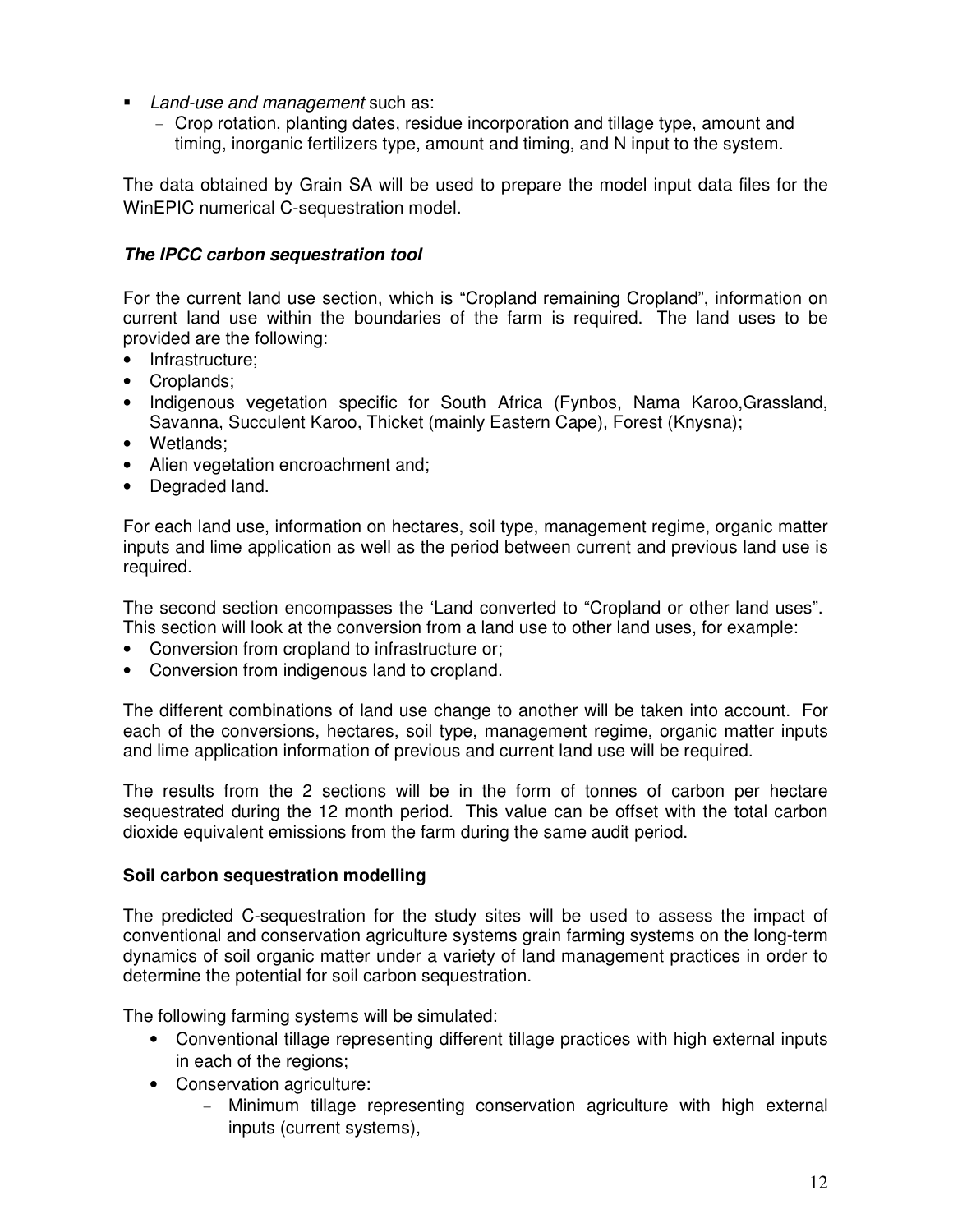- *Land-use and management* such as:
  - Crop rotation, planting dates, residue incorporation and tillage type, amount and timing, inorganic fertilizers type, amount and timing, and N input to the system.

The data obtained by Grain SA will be used to prepare the model input data files for the WinEPIC numerical C-sequestration model.

***The IPCC carbon sequestration tool***

For the current land use section, which is "Cropland remaining Cropland", information on current land use within the boundaries of the farm is required. The land uses to be provided are the following:

- Infrastructure;
- Croplands;
- Indigenous vegetation specific for South Africa (Fynbos, Nama Karoo,Grassland, Savanna, Succulent Karoo, Thicket (mainly Eastern Cape), Forest (Knysna);
- Wetlands;
- Alien vegetation encroachment and;
- Degraded land.

For each land use, information on hectares, soil type, management regime, organic matter inputs and lime application as well as the period between current and previous land use is required.

The second section encompasses the 'Land converted to "Cropland or other land uses". This section will look at the conversion from a land use to other land uses, for example:

- Conversion from cropland to infrastructure or;
- Conversion from indigenous land to cropland.

The different combinations of land use change to another will be taken into account. For each of the conversions, hectares, soil type, management regime, organic matter inputs and lime application information of previous and current land use will be required.

The results from the 2 sections will be in the form of tonnes of carbon per hectare sequestrated during the 12 month period. This value can be offset with the total carbon dioxide equivalent emissions from the farm during the same audit period.

**Soil carbon sequestration modelling**

The predicted C-sequestration for the study sites will be used to assess the impact of conventional and conservation agriculture systems grain farming systems on the long-term dynamics of soil organic matter under a variety of land management practices in order to determine the potential for soil carbon sequestration.

The following farming systems will be simulated:

- Conventional tillage representing different tillage practices with high external inputs in each of the regions;
- Conservation agriculture:
  - Minimum tillage representing conservation agriculture with high external inputs (current systems),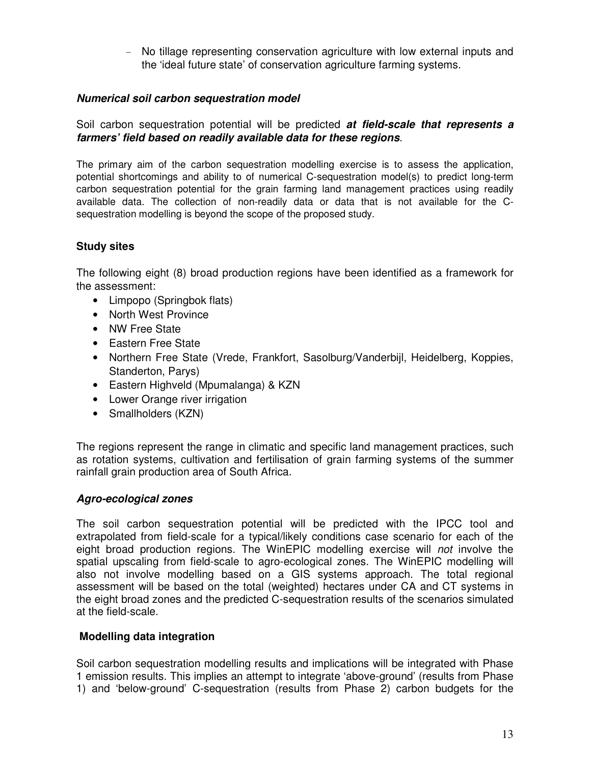- No tillage representing conservation agriculture with low external inputs and the 'ideal future state' of conservation agriculture farming systems.

### *Numerical soil carbon sequestration model*

Soil carbon sequestration potential will be predicted ***at field-scale that represents a farmers' field based on readily available data for these regions***.

The primary aim of the carbon sequestration modelling exercise is to assess the application, potential shortcomings and ability to of numerical C-sequestration model(s) to predict long-term carbon sequestration potential for the grain farming land management practices using readily available data. The collection of non-readily data or data that is not available for the C-sequestration modelling is beyond the scope of the proposed study.

### **Study sites**

The following eight (8) broad production regions have been identified as a framework for the assessment:

- Limpopo (Springbok flats)
- North West Province
- NW Free State
- Eastern Free State
- Northern Free State (Vrede, Frankfort, Sasolburg/Vanderbijl, Heidelberg, Koppies, Standerton, Parys)
- Eastern Highveld (Mpumalanga) & KZN
- Lower Orange river irrigation
- Smallholders (KZN)

The regions represent the range in climatic and specific land management practices, such as rotation systems, cultivation and fertilisation of grain farming systems of the summer rainfall grain production area of South Africa.

### *Agro-ecological zones*

The soil carbon sequestration potential will be predicted with the IPCC tool and extrapolated from field-scale for a typical/likely conditions case scenario for each of the eight broad production regions. The WinEPIC modelling exercise will *not* involve the spatial upscaling from field-scale to agro-ecological zones. The WinEPIC modelling will also not involve modelling based on a GIS systems approach. The total regional assessment will be based on the total (weighted) hectares under CA and CT systems in the eight broad zones and the predicted C-sequestration results of the scenarios simulated at the field-scale.

### **Modelling data integration**

Soil carbon sequestration modelling results and implications will be integrated with Phase 1 emission results. This implies an attempt to integrate 'above-ground' (results from Phase 1) and 'below-ground' C-sequestration (results from Phase 2) carbon budgets for the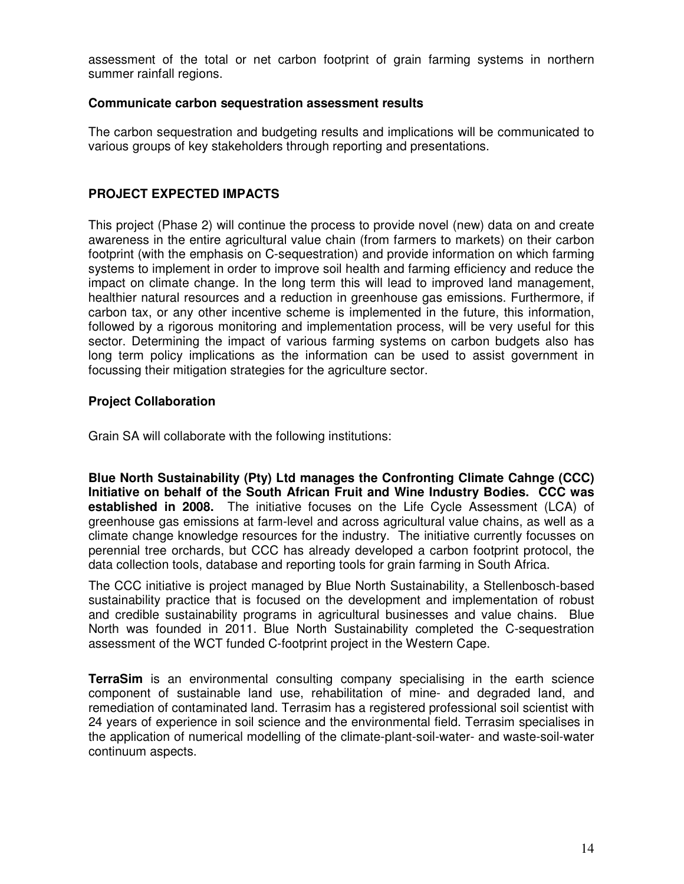assessment of the total or net carbon footprint of grain farming systems in northern summer rainfall regions.

**Communicate carbon sequestration assessment results**

The carbon sequestration and budgeting results and implications will be communicated to various groups of key stakeholders through reporting and presentations.

## PROJECT EXPECTED IMPACTS

This project (Phase 2) will continue the process to provide novel (new) data on and create awareness in the entire agricultural value chain (from farmers to markets) on their carbon footprint (with the emphasis on C-sequestration) and provide information on which farming systems to implement in order to improve soil health and farming efficiency and reduce the impact on climate change. In the long term this will lead to improved land management, healthier natural resources and a reduction in greenhouse gas emissions. Furthermore, if carbon tax, or any other incentive scheme is implemented in the future, this information, followed by a rigorous monitoring and implementation process, will be very useful for this sector. Determining the impact of various farming systems on carbon budgets also has long term policy implications as the information can be used to assist government in focussing their mitigation strategies for the agriculture sector.

### Project Collaboration

Grain SA will collaborate with the following institutions:

**Blue North Sustainability (Pty) Ltd manages the Confronting Climate Cahnge (CCC) Initiative on behalf of the South African Fruit and Wine Industry Bodies. CCC was established in 2008.** The initiative focuses on the Life Cycle Assessment (LCA) of greenhouse gas emissions at farm-level and across agricultural value chains, as well as a climate change knowledge resources for the industry. The initiative currently focusses on perennial tree orchards, but CCC has already developed a carbon footprint protocol, the data collection tools, database and reporting tools for grain farming in South Africa.

The CCC initiative is project managed by Blue North Sustainability, a Stellenbosch-based sustainability practice that is focused on the development and implementation of robust and credible sustainability programs in agricultural businesses and value chains. Blue North was founded in 2011. Blue North Sustainability completed the C-sequestration assessment of the WCT funded C-footprint project in the Western Cape.

**TerraSim** is an environmental consulting company specialising in the earth science component of sustainable land use, rehabilitation of mine- and degraded land, and remediation of contaminated land. Terrasim has a registered professional soil scientist with 24 years of experience in soil science and the environmental field. Terrasim specialises in the application of numerical modelling of the climate-plant-soil-water- and waste-soil-water continuum aspects.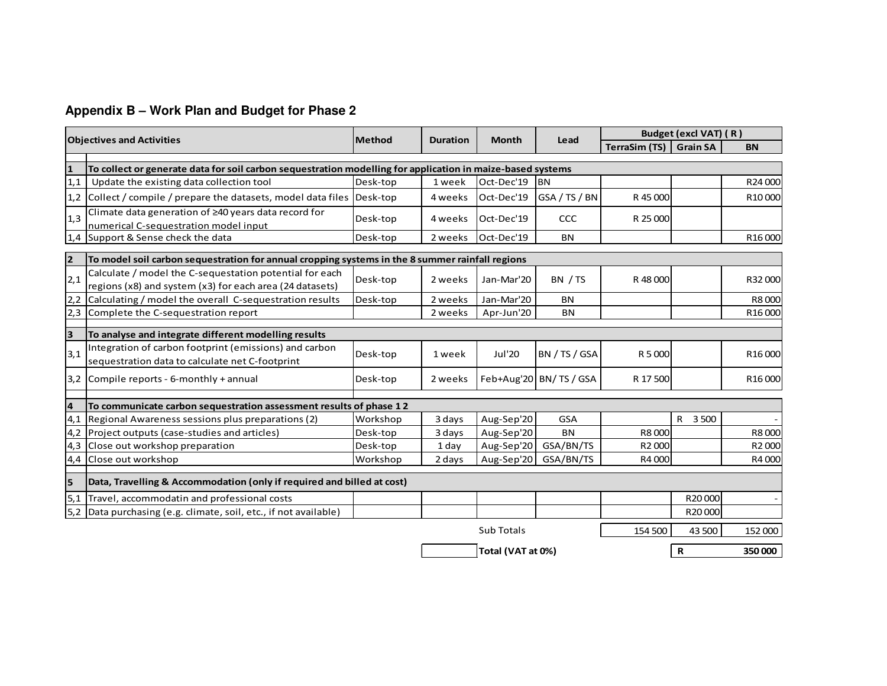## Appendix B – Work Plan and Budget for Phase 2

| | Objectives and Activities | Method | Duration | Month | Lead | Budget (excl VAT) ( R ) | | |
|---|---|---|---|---|---|---|---|---|
| | | | | | | TerraSim (TS) | Grain SA | BN |
| **1** | **To collect or generate data for soil carbon sequestration modelling for application in maize-based systems** | | | | | | | |
| 1,1 | Update the existing data collection tool | Desk-top | 1 week | Oct-Dec'19 | BN | | | R24 000 |
| 1,2 | Collect / compile / prepare the datasets, model data files | Desk-top | 4 weeks | Oct-Dec'19 | GSA / TS / BN | R 45 000 | | R10 000 |
| 1,3 | Climate data generation of ≥40 years data record for numerical C-sequestration model input | Desk-top | 4 weeks | Oct-Dec'19 | CCC | R 25 000 | | |
| 1,4 | Support & Sense check the data | Desk-top | 2 weeks | Oct-Dec'19 | BN | | | R16 000 |
| **2** | **To model soil carbon sequestration for annual cropping systems in the 8 summer rainfall regions** | | | | | | | |
| 2,1 | Calculate / model the C-sequestation potential for each regions (x8) and system (x3) for each area (24 datasets) | Desk-top | 2 weeks | Jan-Mar'20 | BN / TS | R 48 000 | | R32 000 |
| 2,2 | Calculating / model the overall C-sequestration results | Desk-top | 2 weeks | Jan-Mar'20 | BN | | | R8 000 |
| 2,3 | Complete the C-sequestration report | | 2 weeks | Apr-Jun'20 | BN | | | R16 000 |
| **3** | **To analyse and integrate different modelling results** | | | | | | | |
| 3,1 | Integration of carbon footprint (emissions) and carbon sequestration data to calculate net C-footprint | Desk-top | 1 week | Jul'20 | BN / TS / GSA | R 5 000 | | R16 000 |
| 3,2 | Compile reports - 6-monthly + annual | Desk-top | 2 weeks | Feb+Aug'20 | BN/ TS / GSA | R 17 500 | | R16 000 |
| **4** | **To communicate carbon sequestration assessment results of phase 1 2** | | | | | | | |
| 4,1 | Regional Awareness sessions plus preparations (2) | Workshop | 3 days | Aug-Sep'20 | GSA | | R 3 500 | - |
| 4,2 | Project outputs (case-studies and articles) | Desk-top | 3 days | Aug-Sep'20 | BN | R8 000 | | R8 000 |
| 4,3 | Close out workshop preparation | Desk-top | 1 day | Aug-Sep'20 | GSA/BN/TS | R2 000 | | R2 000 |
| 4,4 | Close out workshop | Workshop | 2 days | Aug-Sep'20 | GSA/BN/TS | R4 000 | | R4 000 |
| **5** | **Data, Travelling & Accommodation (only if required and billed at cost)** | | | | | | | |
| 5,1 | Travel, accommodatin and professional costs | | | | | | R20 000 | - |
| 5,2 | Data purchasing (e.g. climate, soil, etc., if not available) | | | | | | R20 000 | |
| | | | | Sub Totals | | 154 500 | 43 500 | 152 000 |
| | | | | **Total (VAT at 0%)** | | | **R** | **350 000** |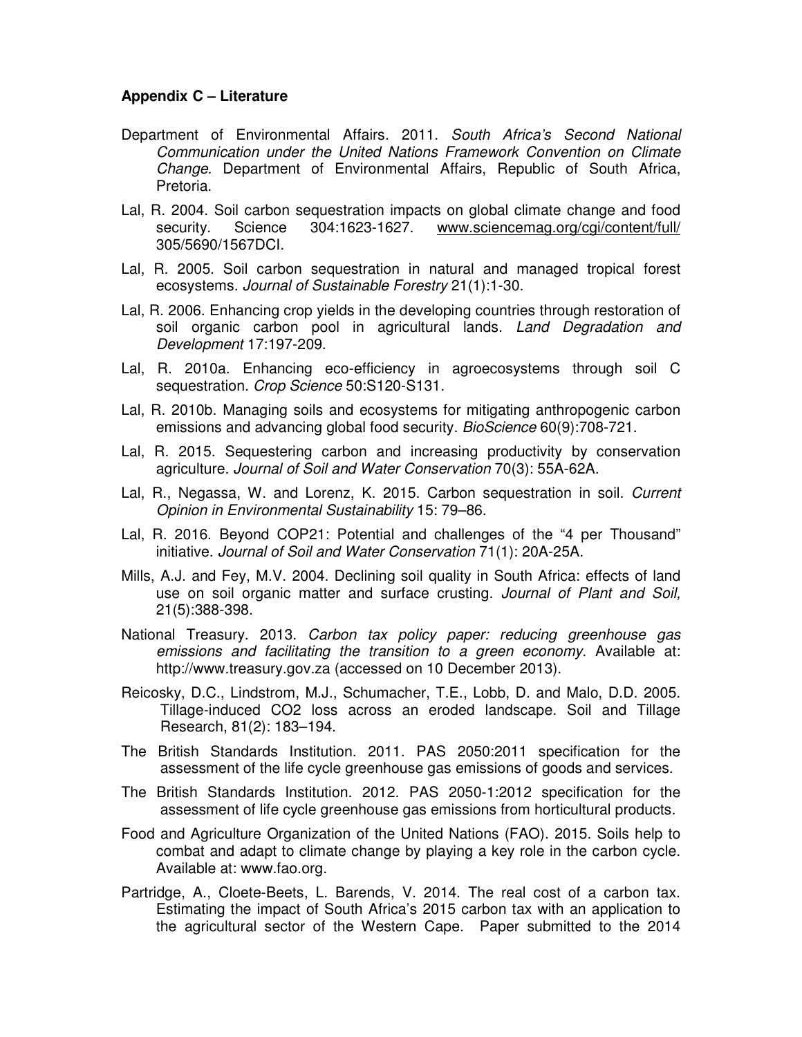**Appendix C – Literature**

Department of Environmental Affairs. 2011. *South Africa's Second National Communication under the United Nations Framework Convention on Climate Change.* Department of Environmental Affairs, Republic of South Africa, Pretoria.

Lal, R. 2004. Soil carbon sequestration impacts on global climate change and food security. Science 304:1623-1627. www.sciencemag.org/cgi/content/full/305/5690/1567DCI.

Lal, R. 2005. Soil carbon sequestration in natural and managed tropical forest ecosystems. *Journal of Sustainable Forestry* 21(1):1-30.

Lal, R. 2006. Enhancing crop yields in the developing countries through restoration of soil organic carbon pool in agricultural lands. *Land Degradation and Development* 17:197-209.

Lal, R. 2010a. Enhancing eco-efficiency in agroecosystems through soil C sequestration. *Crop Science* 50:S120-S131.

Lal, R. 2010b. Managing soils and ecosystems for mitigating anthropogenic carbon emissions and advancing global food security. *BioScience* 60(9):708-721.

Lal, R. 2015. Sequestering carbon and increasing productivity by conservation agriculture. *Journal of Soil and Water Conservation* 70(3): 55A-62A.

Lal, R., Negassa, W. and Lorenz, K. 2015. Carbon sequestration in soil. *Current Opinion in Environmental Sustainability* 15: 79–86.

Lal, R. 2016. Beyond COP21: Potential and challenges of the "4 per Thousand" initiative. *Journal of Soil and Water Conservation* 71(1): 20A-25A.

Mills, A.J. and Fey, M.V. 2004. Declining soil quality in South Africa: effects of land use on soil organic matter and surface crusting. *Journal of Plant and Soil,* 21(5):388-398.

National Treasury. 2013. *Carbon tax policy paper: reducing greenhouse gas emissions and facilitating the transition to a green economy*. Available at: http://www.treasury.gov.za (accessed on 10 December 2013).

Reicosky, D.C., Lindstrom, M.J., Schumacher, T.E., Lobb, D. and Malo, D.D. 2005. Tillage-induced CO2 loss across an eroded landscape. Soil and Tillage Research, 81(2): 183–194.

The British Standards Institution. 2011. PAS 2050:2011 specification for the assessment of the life cycle greenhouse gas emissions of goods and services.

The British Standards Institution. 2012. PAS 2050-1:2012 specification for the assessment of life cycle greenhouse gas emissions from horticultural products.

Food and Agriculture Organization of the United Nations (FAO). 2015. Soils help to combat and adapt to climate change by playing a key role in the carbon cycle. Available at: www.fao.org.

Partridge, A., Cloete-Beets, L. Barends, V. 2014. The real cost of a carbon tax. Estimating the impact of South Africa's 2015 carbon tax with an application to the agricultural sector of the Western Cape. Paper submitted to the 2014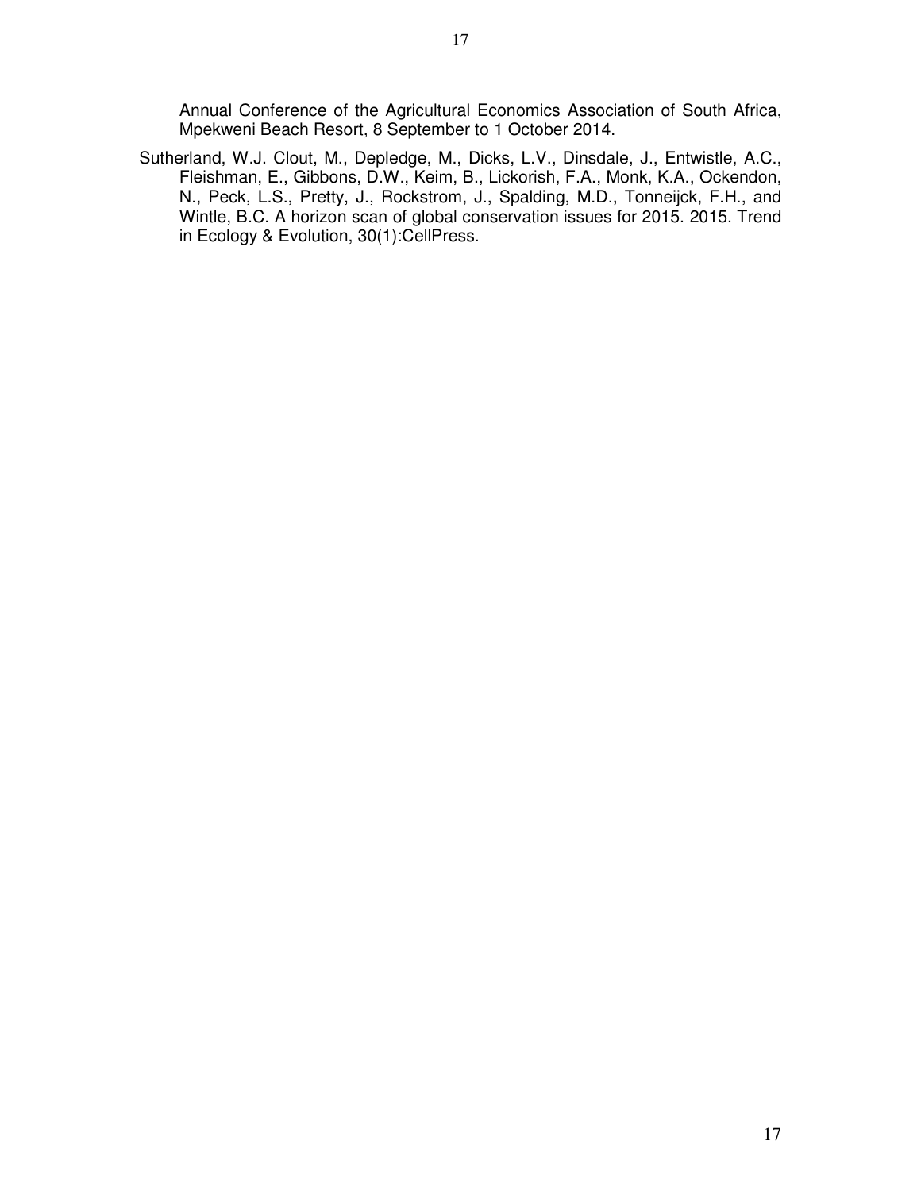Annual Conference of the Agricultural Economics Association of South Africa, Mpekweni Beach Resort, 8 September to 1 October 2014.

Sutherland, W.J. Clout, M., Depledge, M., Dicks, L.V., Dinsdale, J., Entwistle, A.C., Fleishman, E., Gibbons, D.W., Keim, B., Lickorish, F.A., Monk, K.A., Ockendon, N., Peck, L.S., Pretty, J., Rockstrom, J., Spalding, M.D., Tonneijck, F.H., and Wintle, B.C. A horizon scan of global conservation issues for 2015. 2015. Trend in Ecology & Evolution, 30(1):CellPress.